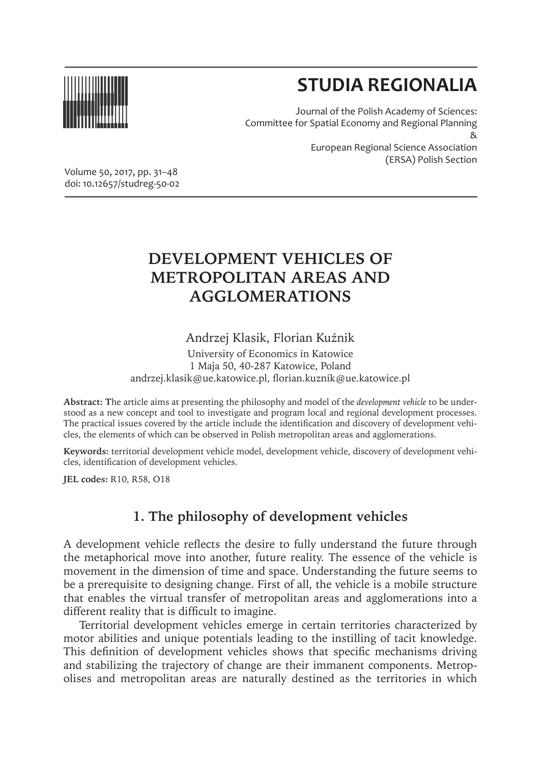# STUDIA REGIONALIA

Journal of the Polish Academy of Sciences:
Committee for Spatial Economy and Regional Planning
&
European Regional Science Association
(ERSA) Polish Section

Volume 50, 2017, pp. 31–48
doi: 10.12657/studreg-50-02

# DEVELOPMENT VEHICLES OF METROPOLITAN AREAS AND AGGLOMERATIONS

Andrzej Klasik, Florian Kuźnik

University of Economics in Katowice
1 Maja 50, 40-287 Katowice, Poland
andrzej.klasik@ue.katowice.pl, florian.kuznik@ue.katowice.pl

**Abstract:** The article aims at presenting the philosophy and model of the *development vehicle* to be understood as a new concept and tool to investigate and program local and regional development processes. The practical issues covered by the article include the identification and discovery of development vehicles, the elements of which can be observed in Polish metropolitan areas and agglomerations.

**Keywords:** territorial development vehicle model, development vehicle, discovery of development vehicles, identification of development vehicles.

**JEL codes:** R10, R58, O18

## 1. The philosophy of development vehicles

A development vehicle reflects the desire to fully understand the future through the metaphorical move into another, future reality. The essence of the vehicle is movement in the dimension of time and space. Understanding the future seems to be a prerequisite to designing change. First of all, the vehicle is a mobile structure that enables the virtual transfer of metropolitan areas and agglomerations into a different reality that is difficult to imagine.

Territorial development vehicles emerge in certain territories characterized by motor abilities and unique potentials leading to the instilling of tacit knowledge. This definition of development vehicles shows that specific mechanisms driving and stabilizing the trajectory of change are their immanent components. Metropolises and metropolitan areas are naturally destined as the territories in which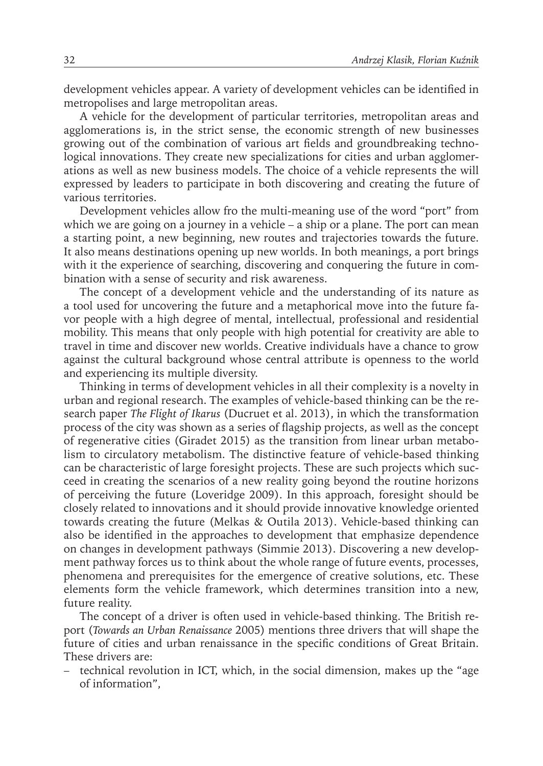development vehicles appear. A variety of development vehicles can be identified in metropolises and large metropolitan areas.

A vehicle for the development of particular territories, metropolitan areas and agglomerations is, in the strict sense, the economic strength of new businesses growing out of the combination of various art fields and groundbreaking technological innovations. They create new specializations for cities and urban agglomerations as well as new business models. The choice of a vehicle represents the will expressed by leaders to participate in both discovering and creating the future of various territories.

Development vehicles allow fro the multi-meaning use of the word "port" from which we are going on a journey in a vehicle – a ship or a plane. The port can mean a starting point, a new beginning, new routes and trajectories towards the future. It also means destinations opening up new worlds. In both meanings, a port brings with it the experience of searching, discovering and conquering the future in combination with a sense of security and risk awareness.

The concept of a development vehicle and the understanding of its nature as a tool used for uncovering the future and a metaphorical move into the future favor people with a high degree of mental, intellectual, professional and residential mobility. This means that only people with high potential for creativity are able to travel in time and discover new worlds. Creative individuals have a chance to grow against the cultural background whose central attribute is openness to the world and experiencing its multiple diversity.

Thinking in terms of development vehicles in all their complexity is a novelty in urban and regional research. The examples of vehicle-based thinking can be the research paper *The Flight of Ikarus* (Ducruet et al. 2013), in which the transformation process of the city was shown as a series of flagship projects, as well as the concept of regenerative cities (Giradet 2015) as the transition from linear urban metabolism to circulatory metabolism. The distinctive feature of vehicle-based thinking can be characteristic of large foresight projects. These are such projects which succeed in creating the scenarios of a new reality going beyond the routine horizons of perceiving the future (Loveridge 2009). In this approach, foresight should be closely related to innovations and it should provide innovative knowledge oriented towards creating the future (Melkas & Outila 2013). Vehicle-based thinking can also be identified in the approaches to development that emphasize dependence on changes in development pathways (Simmie 2013). Discovering a new development pathway forces us to think about the whole range of future events, processes, phenomena and prerequisites for the emergence of creative solutions, etc. These elements form the vehicle framework, which determines transition into a new, future reality.

The concept of a driver is often used in vehicle-based thinking. The British report (*Towards an Urban Renaissance* 2005) mentions three drivers that will shape the future of cities and urban renaissance in the specific conditions of Great Britain. These drivers are:

– technical revolution in ICT, which, in the social dimension, makes up the "age of information",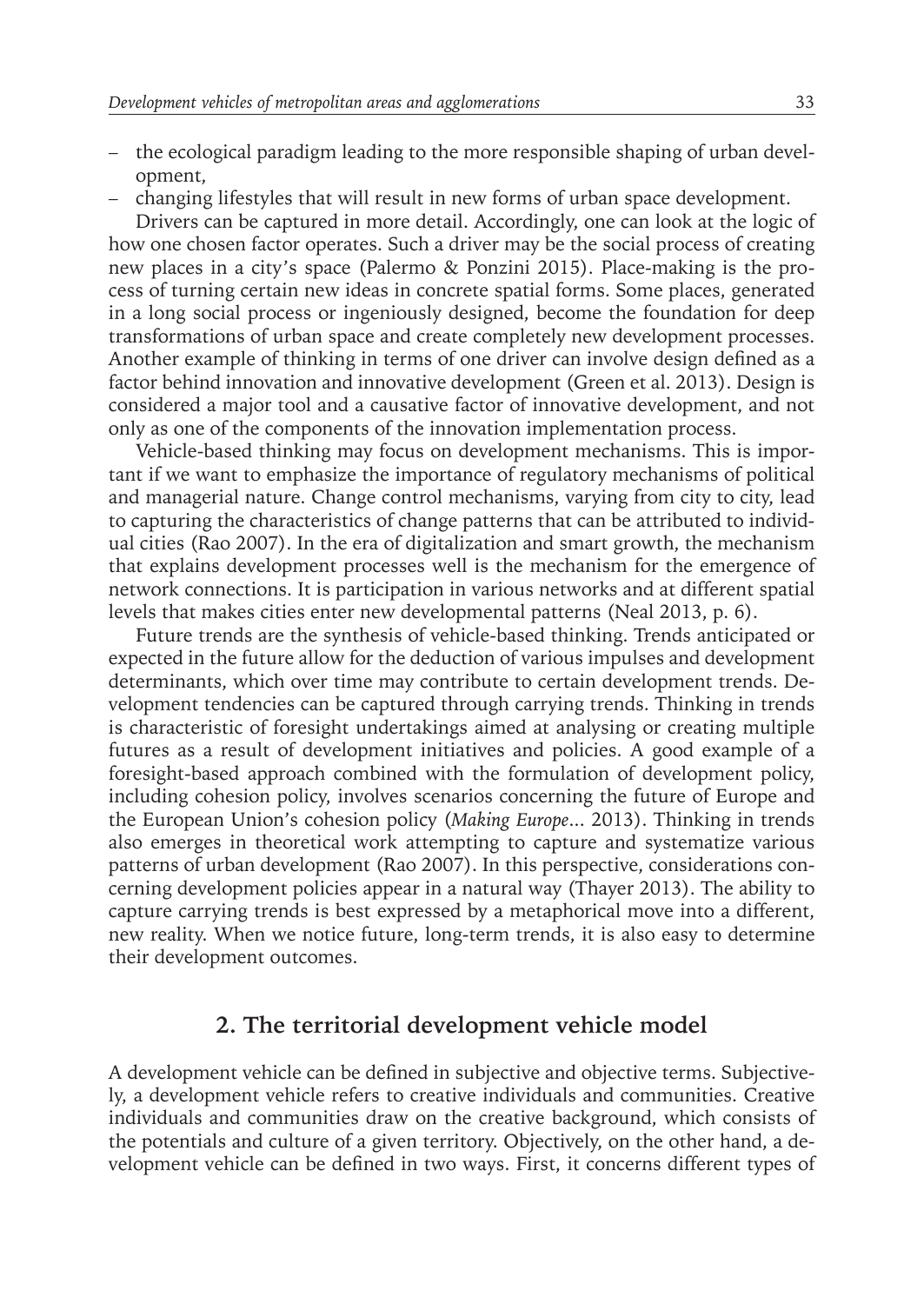- the ecological paradigm leading to the more responsible shaping of urban development,
- changing lifestyles that will result in new forms of urban space development.

Drivers can be captured in more detail. Accordingly, one can look at the logic of how one chosen factor operates. Such a driver may be the social process of creating new places in a city's space (Palermo & Ponzini 2015). Place-making is the process of turning certain new ideas in concrete spatial forms. Some places, generated in a long social process or ingeniously designed, become the foundation for deep transformations of urban space and create completely new development processes. Another example of thinking in terms of one driver can involve design defined as a factor behind innovation and innovative development (Green et al. 2013). Design is considered a major tool and a causative factor of innovative development, and not only as one of the components of the innovation implementation process.

Vehicle-based thinking may focus on development mechanisms. This is important if we want to emphasize the importance of regulatory mechanisms of political and managerial nature. Change control mechanisms, varying from city to city, lead to capturing the characteristics of change patterns that can be attributed to individual cities (Rao 2007). In the era of digitalization and smart growth, the mechanism that explains development processes well is the mechanism for the emergence of network connections. It is participation in various networks and at different spatial levels that makes cities enter new developmental patterns (Neal 2013, p. 6).

Future trends are the synthesis of vehicle-based thinking. Trends anticipated or expected in the future allow for the deduction of various impulses and development determinants, which over time may contribute to certain development trends. Development tendencies can be captured through carrying trends. Thinking in trends is characteristic of foresight undertakings aimed at analysing or creating multiple futures as a result of development initiatives and policies. A good example of a foresight-based approach combined with the formulation of development policy, including cohesion policy, involves scenarios concerning the future of Europe and the European Union's cohesion policy (*Making Europe*... 2013). Thinking in trends also emerges in theoretical work attempting to capture and systematize various patterns of urban development (Rao 2007). In this perspective, considerations concerning development policies appear in a natural way (Thayer 2013). The ability to capture carrying trends is best expressed by a metaphorical move into a different, new reality. When we notice future, long-term trends, it is also easy to determine their development outcomes.

## 2. The territorial development vehicle model

A development vehicle can be defined in subjective and objective terms. Subjectively, a development vehicle refers to creative individuals and communities. Creative individuals and communities draw on the creative background, which consists of the potentials and culture of a given territory. Objectively, on the other hand, a development vehicle can be defined in two ways. First, it concerns different types of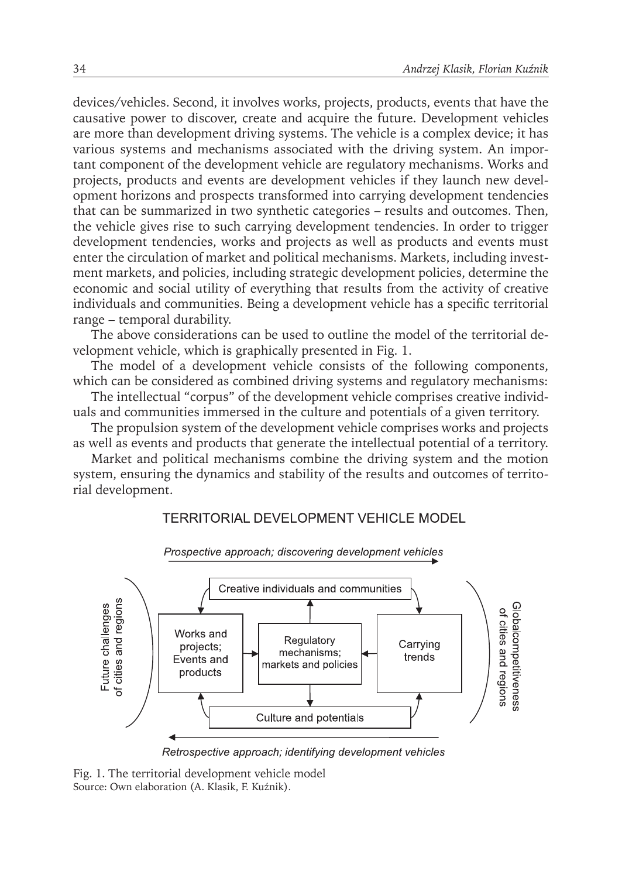devices/vehicles. Second, it involves works, projects, products, events that have the causative power to discover, create and acquire the future. Development vehicles are more than development driving systems. The vehicle is a complex device; it has various systems and mechanisms associated with the driving system. An important component of the development vehicle are regulatory mechanisms. Works and projects, products and events are development vehicles if they launch new development horizons and prospects transformed into carrying development tendencies that can be summarized in two synthetic categories – results and outcomes. Then, the vehicle gives rise to such carrying development tendencies. In order to trigger development tendencies, works and projects as well as products and events must enter the circulation of market and political mechanisms. Markets, including investment markets, and policies, including strategic development policies, determine the economic and social utility of everything that results from the activity of creative individuals and communities. Being a development vehicle has a specific territorial range – temporal durability.

The above considerations can be used to outline the model of the territorial development vehicle, which is graphically presented in Fig. 1.

The model of a development vehicle consists of the following components, which can be considered as combined driving systems and regulatory mechanisms:

The intellectual "corpus" of the development vehicle comprises creative individuals and communities immersed in the culture and potentials of a given territory.

The propulsion system of the development vehicle comprises works and projects as well as events and products that generate the intellectual potential of a territory.

Market and political mechanisms combine the driving system and the motion system, ensuring the dynamics and stability of the results and outcomes of territorial development.

TERRITORIAL DEVELOPMENT VEHICLE MODEL

*Prospective approach; discovering development vehicles*

Future challenges of cities and regions

Creative individuals and communities

Works and projects; Events and products

Regulatory mechanisms; markets and policies

Carrying trends

Culture and potentials

Globalcompetitiveness of cities and regions

*Retrospective approach; identifying development vehicles*

Fig. 1. The territorial development vehicle model
Source: Own elaboration (A. Klasik, F. Kuźnik).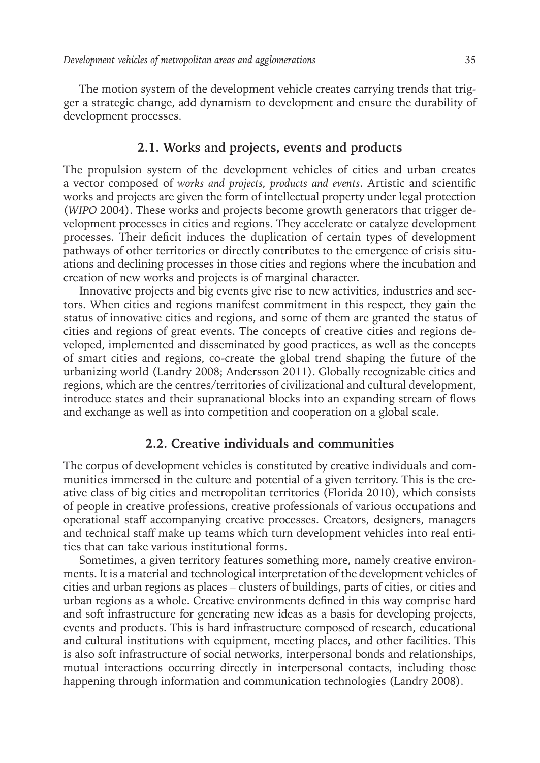The motion system of the development vehicle creates carrying trends that trigger a strategic change, add dynamism to development and ensure the durability of development processes.

## 2.1. Works and projects, events and products

The propulsion system of the development vehicles of cities and urban creates a vector composed of *works and projects, products and events*. Artistic and scientific works and projects are given the form of intellectual property under legal protection (*WIPO* 2004). These works and projects become growth generators that trigger development processes in cities and regions. They accelerate or catalyze development processes. Their deficit induces the duplication of certain types of development pathways of other territories or directly contributes to the emergence of crisis situations and declining processes in those cities and regions where the incubation and creation of new works and projects is of marginal character.

Innovative projects and big events give rise to new activities, industries and sectors. When cities and regions manifest commitment in this respect, they gain the status of innovative cities and regions, and some of them are granted the status of cities and regions of great events. The concepts of creative cities and regions developed, implemented and disseminated by good practices, as well as the concepts of smart cities and regions, co-create the global trend shaping the future of the urbanizing world (Landry 2008; Andersson 2011). Globally recognizable cities and regions, which are the centres/territories of civilizational and cultural development, introduce states and their supranational blocks into an expanding stream of flows and exchange as well as into competition and cooperation on a global scale.

## 2.2. Creative individuals and communities

The corpus of development vehicles is constituted by creative individuals and communities immersed in the culture and potential of a given territory. This is the creative class of big cities and metropolitan territories (Florida 2010), which consists of people in creative professions, creative professionals of various occupations and operational staff accompanying creative processes. Creators, designers, managers and technical staff make up teams which turn development vehicles into real entities that can take various institutional forms.

Sometimes, a given territory features something more, namely creative environments. It is a material and technological interpretation of the development vehicles of cities and urban regions as places – clusters of buildings, parts of cities, or cities and urban regions as a whole. Creative environments defined in this way comprise hard and soft infrastructure for generating new ideas as a basis for developing projects, events and products. This is hard infrastructure composed of research, educational and cultural institutions with equipment, meeting places, and other facilities. This is also soft infrastructure of social networks, interpersonal bonds and relationships, mutual interactions occurring directly in interpersonal contacts, including those happening through information and communication technologies (Landry 2008).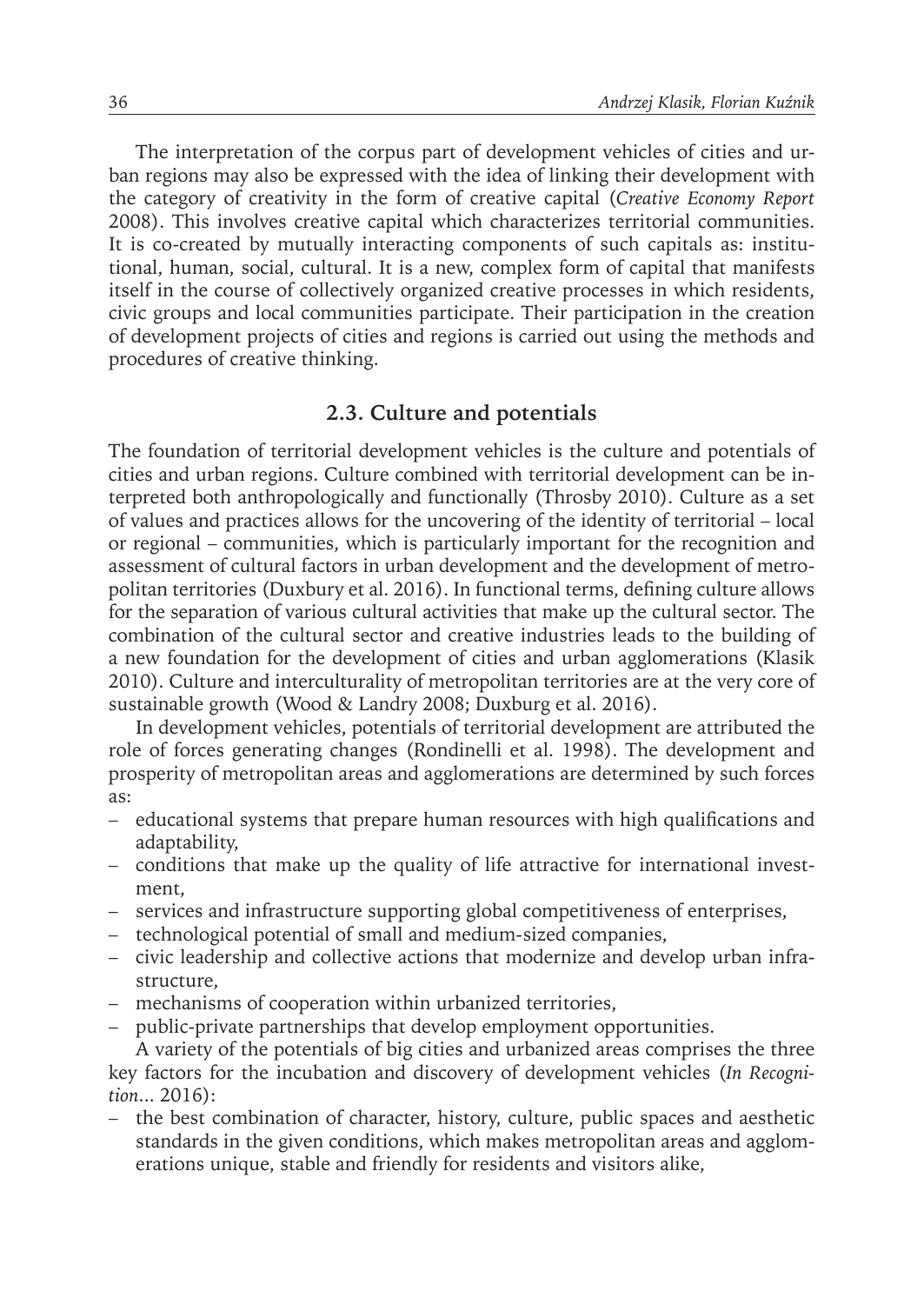The interpretation of the corpus part of development vehicles of cities and urban regions may also be expressed with the idea of linking their development with the category of creativity in the form of creative capital (*Creative Economy Report* 2008). This involves creative capital which characterizes territorial communities. It is co-created by mutually interacting components of such capitals as: institutional, human, social, cultural. It is a new, complex form of capital that manifests itself in the course of collectively organized creative processes in which residents, civic groups and local communities participate. Their participation in the creation of development projects of cities and regions is carried out using the methods and procedures of creative thinking.

### 2.3. Culture and potentials

The foundation of territorial development vehicles is the culture and potentials of cities and urban regions. Culture combined with territorial development can be interpreted both anthropologically and functionally (Throsby 2010). Culture as a set of values and practices allows for the uncovering of the identity of territorial – local or regional – communities, which is particularly important for the recognition and assessment of cultural factors in urban development and the development of metropolitan territories (Duxbury et al. 2016). In functional terms, defining culture allows for the separation of various cultural activities that make up the cultural sector. The combination of the cultural sector and creative industries leads to the building of a new foundation for the development of cities and urban agglomerations (Klasik 2010). Culture and interculturality of metropolitan territories are at the very core of sustainable growth (Wood & Landry 2008; Duxburg et al. 2016).

In development vehicles, potentials of territorial development are attributed the role of forces generating changes (Rondinelli et al. 1998). The development and prosperity of metropolitan areas and agglomerations are determined by such forces as:

- educational systems that prepare human resources with high qualifications and adaptability,
- conditions that make up the quality of life attractive for international investment,
- services and infrastructure supporting global competitiveness of enterprises,
- technological potential of small and medium-sized companies,
- civic leadership and collective actions that modernize and develop urban infrastructure,
- mechanisms of cooperation within urbanized territories,
- public-private partnerships that develop employment opportunities.

A variety of the potentials of big cities and urbanized areas comprises the three key factors for the incubation and discovery of development vehicles (*In Recognition...* 2016):

- the best combination of character, history, culture, public spaces and aesthetic standards in the given conditions, which makes metropolitan areas and agglomerations unique, stable and friendly for residents and visitors alike,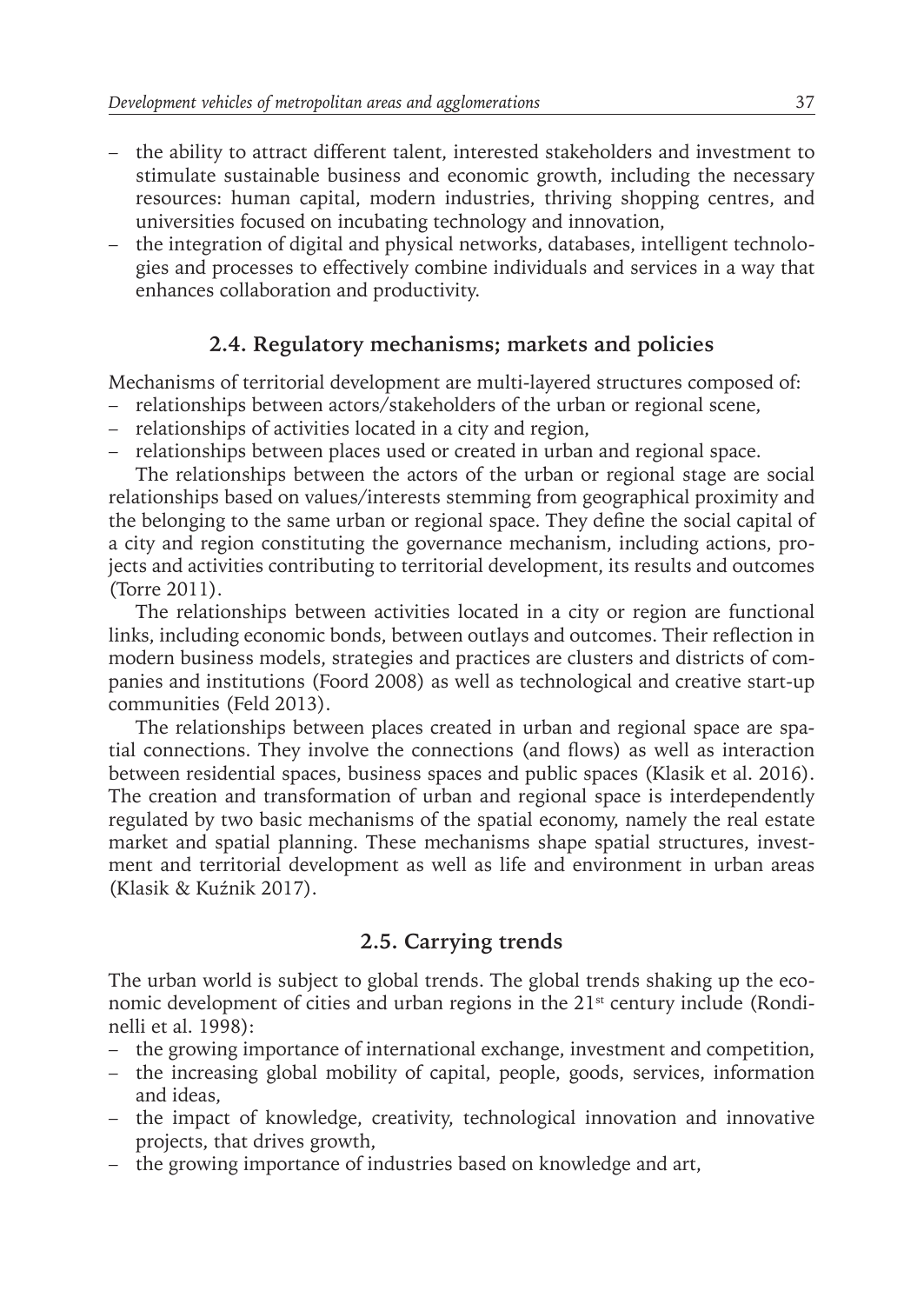- the ability to attract different talent, interested stakeholders and investment to stimulate sustainable business and economic growth, including the necessary resources: human capital, modern industries, thriving shopping centres, and universities focused on incubating technology and innovation,
- the integration of digital and physical networks, databases, intelligent technologies and processes to effectively combine individuals and services in a way that enhances collaboration and productivity.

## 2.4. Regulatory mechanisms; markets and policies

Mechanisms of territorial development are multi-layered structures composed of:

- relationships between actors/stakeholders of the urban or regional scene,
- relationships of activities located in a city and region,
- relationships between places used or created in urban and regional space.

The relationships between the actors of the urban or regional stage are social relationships based on values/interests stemming from geographical proximity and the belonging to the same urban or regional space. They define the social capital of a city and region constituting the governance mechanism, including actions, projects and activities contributing to territorial development, its results and outcomes (Torre 2011).

The relationships between activities located in a city or region are functional links, including economic bonds, between outlays and outcomes. Their reflection in modern business models, strategies and practices are clusters and districts of companies and institutions (Foord 2008) as well as technological and creative start-up communities (Feld 2013).

The relationships between places created in urban and regional space are spatial connections. They involve the connections (and flows) as well as interaction between residential spaces, business spaces and public spaces (Klasik et al. 2016). The creation and transformation of urban and regional space is interdependently regulated by two basic mechanisms of the spatial economy, namely the real estate market and spatial planning. These mechanisms shape spatial structures, investment and territorial development as well as life and environment in urban areas (Klasik & Kuźnik 2017).

## 2.5. Carrying trends

The urban world is subject to global trends. The global trends shaking up the economic development of cities and urban regions in the 21st century include (Rondinelli et al. 1998):

- the growing importance of international exchange, investment and competition,
- the increasing global mobility of capital, people, goods, services, information and ideas,
- the impact of knowledge, creativity, technological innovation and innovative projects, that drives growth,
- the growing importance of industries based on knowledge and art,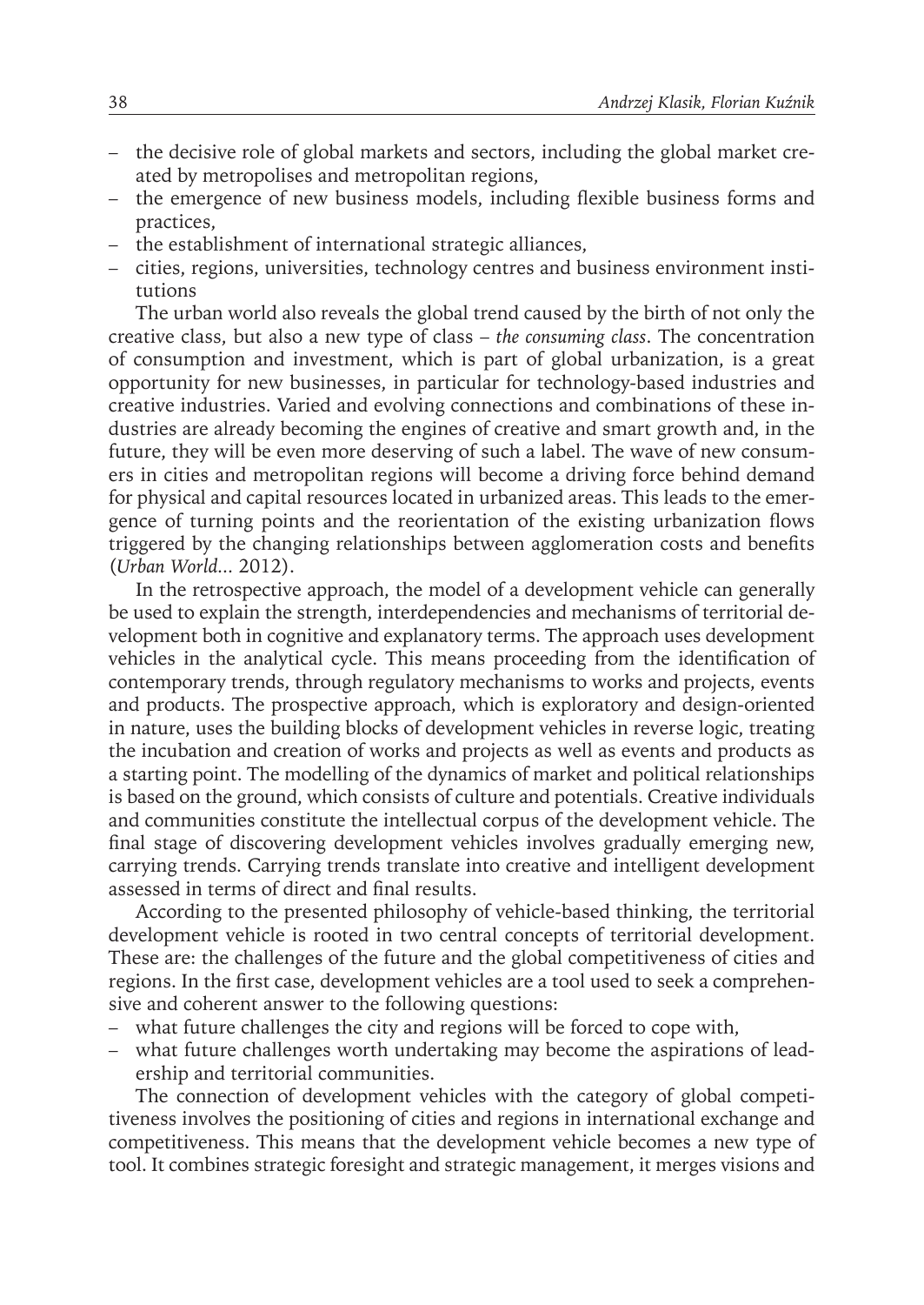- the decisive role of global markets and sectors, including the global market created by metropolises and metropolitan regions,
- the emergence of new business models, including flexible business forms and practices,
- the establishment of international strategic alliances,
- cities, regions, universities, technology centres and business environment institutions

The urban world also reveals the global trend caused by the birth of not only the creative class, but also a new type of class – *the consuming class*. The concentration of consumption and investment, which is part of global urbanization, is a great opportunity for new businesses, in particular for technology-based industries and creative industries. Varied and evolving connections and combinations of these industries are already becoming the engines of creative and smart growth and, in the future, they will be even more deserving of such a label. The wave of new consumers in cities and metropolitan regions will become a driving force behind demand for physical and capital resources located in urbanized areas. This leads to the emergence of turning points and the reorientation of the existing urbanization flows triggered by the changing relationships between agglomeration costs and benefits (*Urban World...* 2012).

In the retrospective approach, the model of a development vehicle can generally be used to explain the strength, interdependencies and mechanisms of territorial development both in cognitive and explanatory terms. The approach uses development vehicles in the analytical cycle. This means proceeding from the identification of contemporary trends, through regulatory mechanisms to works and projects, events and products. The prospective approach, which is exploratory and design-oriented in nature, uses the building blocks of development vehicles in reverse logic, treating the incubation and creation of works and projects as well as events and products as a starting point. The modelling of the dynamics of market and political relationships is based on the ground, which consists of culture and potentials. Creative individuals and communities constitute the intellectual corpus of the development vehicle. The final stage of discovering development vehicles involves gradually emerging new, carrying trends. Carrying trends translate into creative and intelligent development assessed in terms of direct and final results.

According to the presented philosophy of vehicle-based thinking, the territorial development vehicle is rooted in two central concepts of territorial development. These are: the challenges of the future and the global competitiveness of cities and regions. In the first case, development vehicles are a tool used to seek a comprehensive and coherent answer to the following questions:

- what future challenges the city and regions will be forced to cope with,
- what future challenges worth undertaking may become the aspirations of leadership and territorial communities.

The connection of development vehicles with the category of global competitiveness involves the positioning of cities and regions in international exchange and competitiveness. This means that the development vehicle becomes a new type of tool. It combines strategic foresight and strategic management, it merges visions and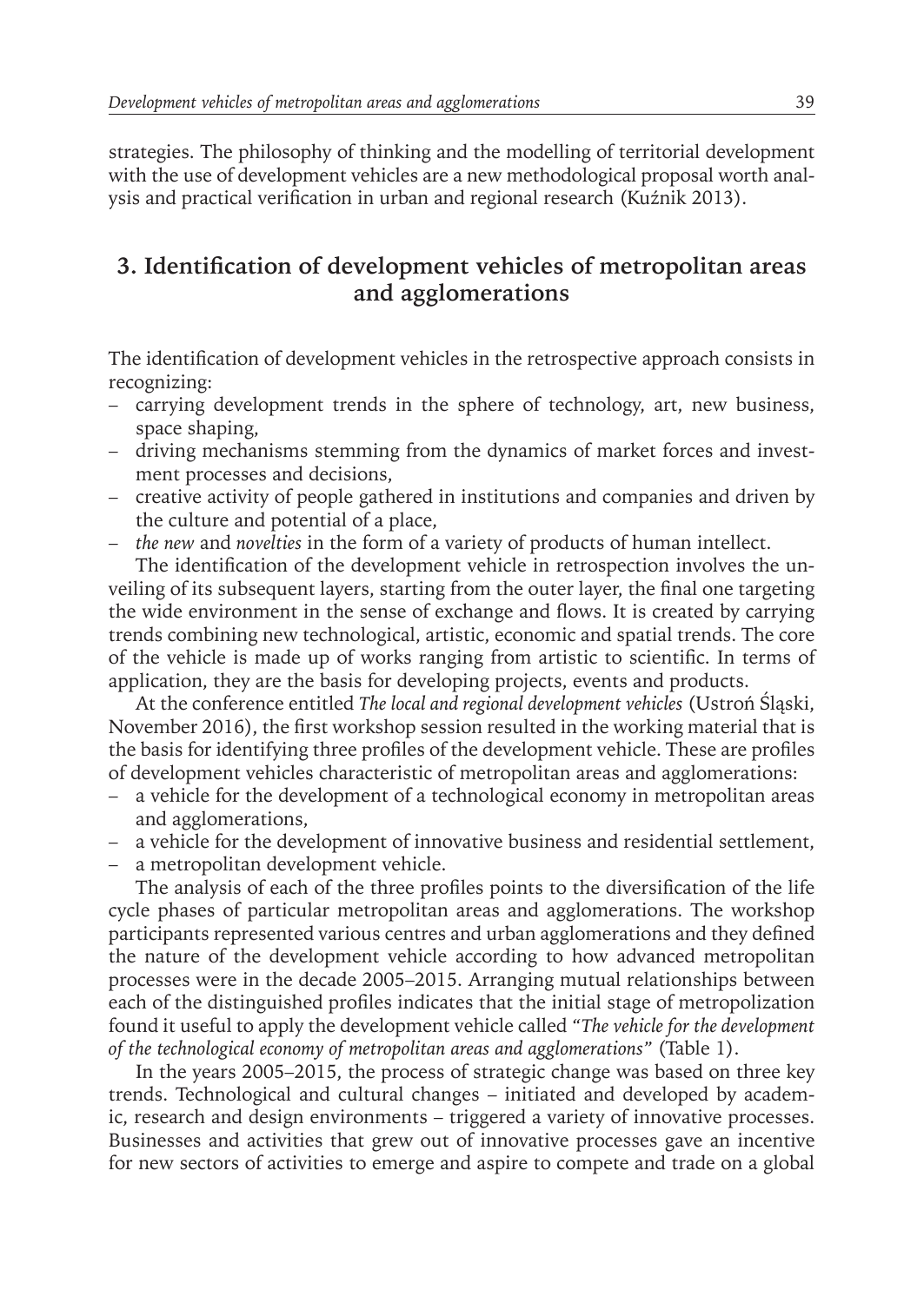strategies. The philosophy of thinking and the modelling of territorial development with the use of development vehicles are a new methodological proposal worth analysis and practical verification in urban and regional research (Kuźnik 2013).

## 3. Identification of development vehicles of metropolitan areas and agglomerations

The identification of development vehicles in the retrospective approach consists in recognizing:

- carrying development trends in the sphere of technology, art, new business, space shaping,
- driving mechanisms stemming from the dynamics of market forces and investment processes and decisions,
- creative activity of people gathered in institutions and companies and driven by the culture and potential of a place,
- *the new* and *novelties* in the form of a variety of products of human intellect.

The identification of the development vehicle in retrospection involves the unveiling of its subsequent layers, starting from the outer layer, the final one targeting the wide environment in the sense of exchange and flows. It is created by carrying trends combining new technological, artistic, economic and spatial trends. The core of the vehicle is made up of works ranging from artistic to scientific. In terms of application, they are the basis for developing projects, events and products.

At the conference entitled *The local and regional development vehicles* (Ustroń Śląski, November 2016), the first workshop session resulted in the working material that is the basis for identifying three profiles of the development vehicle. These are profiles of development vehicles characteristic of metropolitan areas and agglomerations:

- a vehicle for the development of a technological economy in metropolitan areas and agglomerations,
- a vehicle for the development of innovative business and residential settlement,
- a metropolitan development vehicle.

The analysis of each of the three profiles points to the diversification of the life cycle phases of particular metropolitan areas and agglomerations. The workshop participants represented various centres and urban agglomerations and they defined the nature of the development vehicle according to how advanced metropolitan processes were in the decade 2005–2015. Arranging mutual relationships between each of the distinguished profiles indicates that the initial stage of metropolization found it useful to apply the development vehicle called *"The vehicle for the development of the technological economy of metropolitan areas and agglomerations"* (Table 1).

In the years 2005–2015, the process of strategic change was based on three key trends. Technological and cultural changes – initiated and developed by academic, research and design environments – triggered a variety of innovative processes. Businesses and activities that grew out of innovative processes gave an incentive for new sectors of activities to emerge and aspire to compete and trade on a global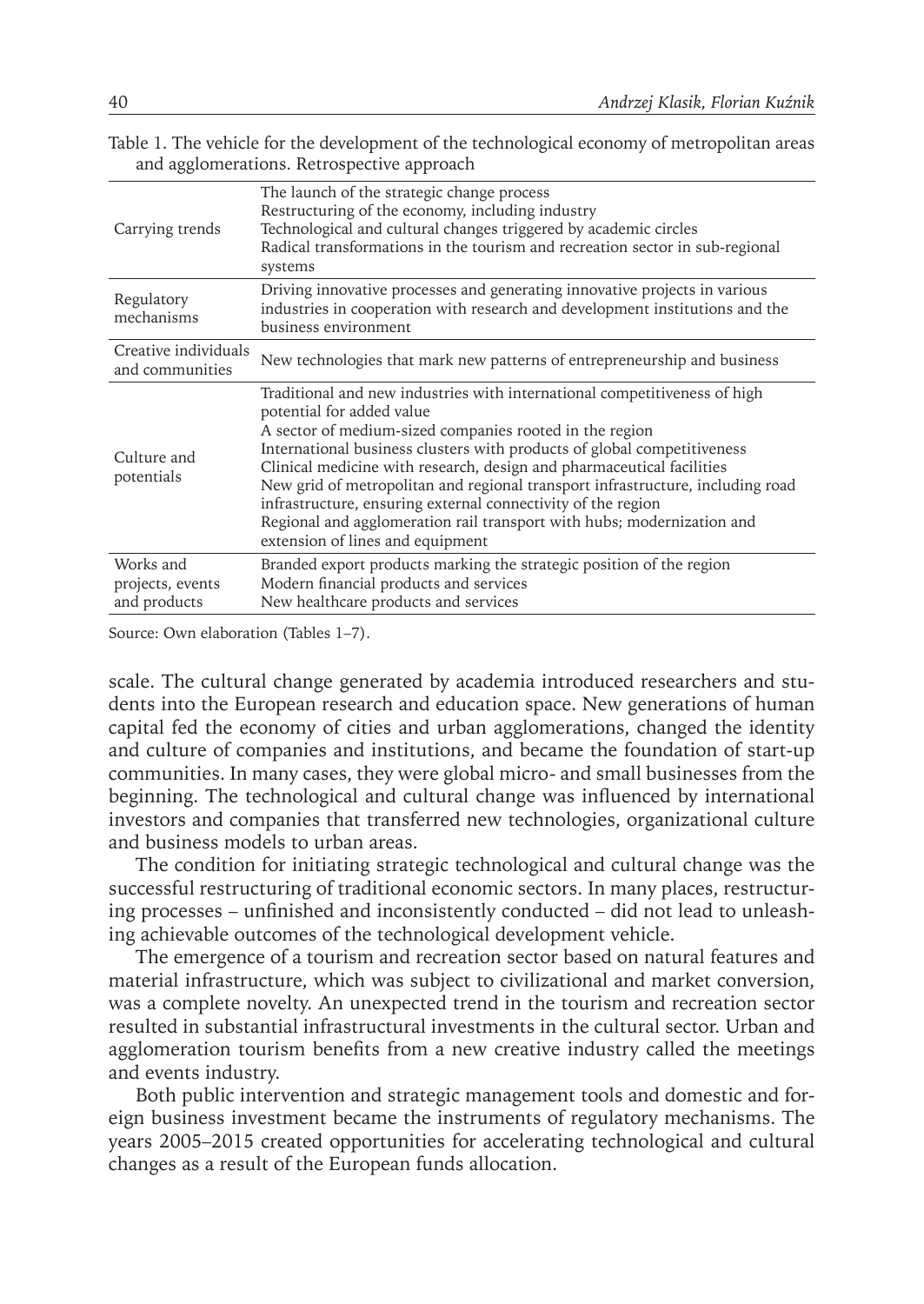Table 1. The vehicle for the development of the technological economy of metropolitan areas and agglomerations. Retrospective approach

| | |
|---|---|
| Carrying trends | The launch of the strategic change process<br>Restructuring of the economy, including industry<br>Technological and cultural changes triggered by academic circles<br>Radical transformations in the tourism and recreation sector in sub-regional systems |
| Regulatory mechanisms | Driving innovative processes and generating innovative projects in various industries in cooperation with research and development institutions and the business environment |
| Creative individuals and communities | New technologies that mark new patterns of entrepreneurship and business |
| Culture and potentials | Traditional and new industries with international competitiveness of high potential for added value<br>A sector of medium-sized companies rooted in the region<br>International business clusters with products of global competitiveness<br>Clinical medicine with research, design and pharmaceutical facilities<br>New grid of metropolitan and regional transport infrastructure, including road infrastructure, ensuring external connectivity of the region<br>Regional and agglomeration rail transport with hubs; modernization and extension of lines and equipment |
| Works and projects, events and products | Branded export products marking the strategic position of the region<br>Modern financial products and services<br>New healthcare products and services |

Source: Own elaboration (Tables 1–7).

scale. The cultural change generated by academia introduced researchers and students into the European research and education space. New generations of human capital fed the economy of cities and urban agglomerations, changed the identity and culture of companies and institutions, and became the foundation of start-up communities. In many cases, they were global micro- and small businesses from the beginning. The technological and cultural change was influenced by international investors and companies that transferred new technologies, organizational culture and business models to urban areas.

The condition for initiating strategic technological and cultural change was the successful restructuring of traditional economic sectors. In many places, restructuring processes – unfinished and inconsistently conducted – did not lead to unleashing achievable outcomes of the technological development vehicle.

The emergence of a tourism and recreation sector based on natural features and material infrastructure, which was subject to civilizational and market conversion, was a complete novelty. An unexpected trend in the tourism and recreation sector resulted in substantial infrastructural investments in the cultural sector. Urban and agglomeration tourism benefits from a new creative industry called the meetings and events industry.

Both public intervention and strategic management tools and domestic and foreign business investment became the instruments of regulatory mechanisms. The years 2005–2015 created opportunities for accelerating technological and cultural changes as a result of the European funds allocation.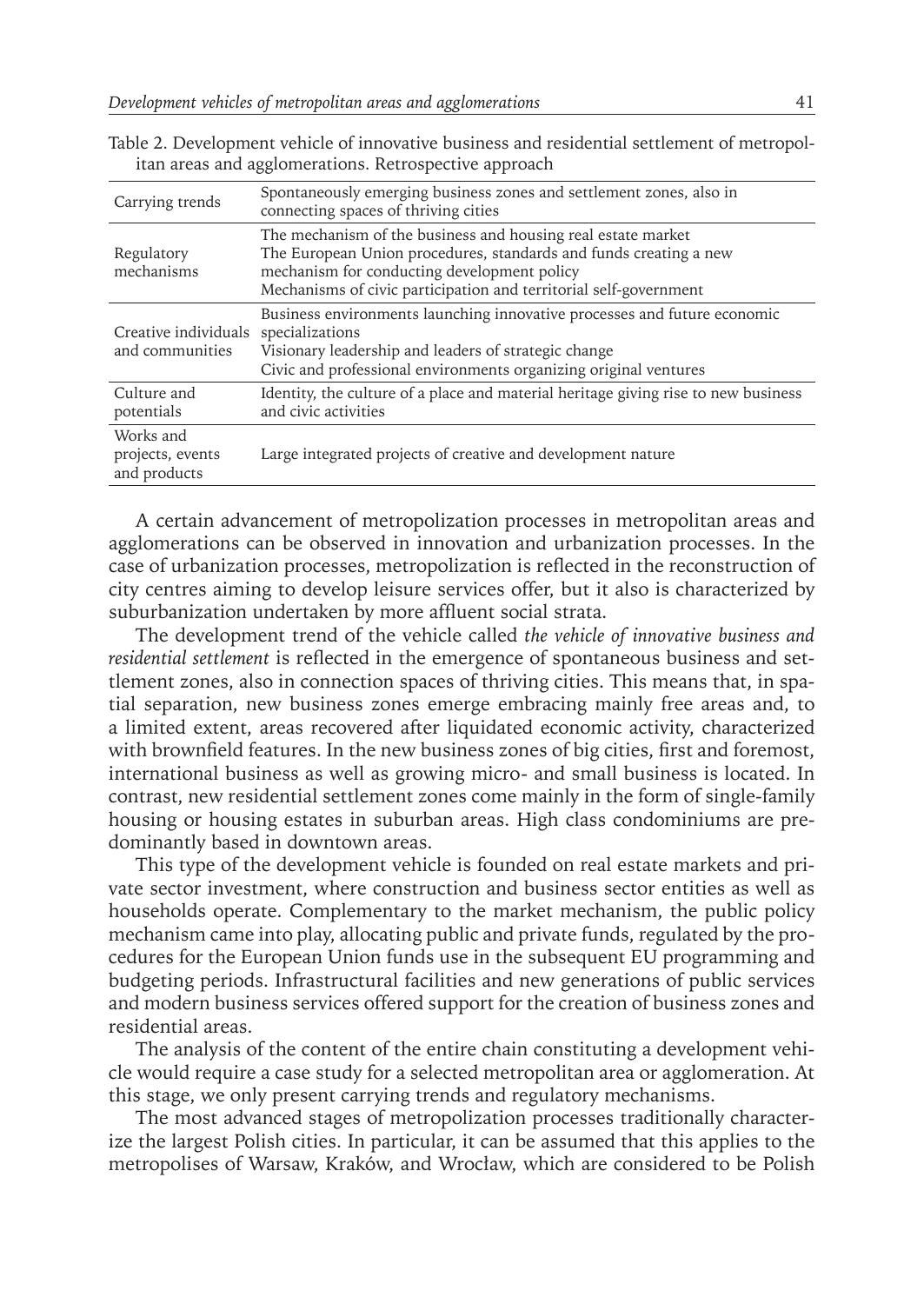Table 2. Development vehicle of innovative business and residential settlement of metropolitan areas and agglomerations. Retrospective approach

| | |
|---|---|
| Carrying trends | Spontaneously emerging business zones and settlement zones, also in connecting spaces of thriving cities |
| Regulatory mechanisms | The mechanism of the business and housing real estate market<br>The European Union procedures, standards and funds creating a new mechanism for conducting development policy<br>Mechanisms of civic participation and territorial self-government |
| Creative individuals and communities | Business environments launching innovative processes and future economic specializations<br>Visionary leadership and leaders of strategic change<br>Civic and professional environments organizing original ventures |
| Culture and potentials | Identity, the culture of a place and material heritage giving rise to new business and civic activities |
| Works and projects, events and products | Large integrated projects of creative and development nature |

A certain advancement of metropolization processes in metropolitan areas and agglomerations can be observed in innovation and urbanization processes. In the case of urbanization processes, metropolization is reflected in the reconstruction of city centres aiming to develop leisure services offer, but it also is characterized by suburbanization undertaken by more affluent social strata.

The development trend of the vehicle called *the vehicle of innovative business and residential settlement* is reflected in the emergence of spontaneous business and settlement zones, also in connection spaces of thriving cities. This means that, in spatial separation, new business zones emerge embracing mainly free areas and, to a limited extent, areas recovered after liquidated economic activity, characterized with brownfield features. In the new business zones of big cities, first and foremost, international business as well as growing micro- and small business is located. In contrast, new residential settlement zones come mainly in the form of single-family housing or housing estates in suburban areas. High class condominiums are predominantly based in downtown areas.

This type of the development vehicle is founded on real estate markets and private sector investment, where construction and business sector entities as well as households operate. Complementary to the market mechanism, the public policy mechanism came into play, allocating public and private funds, regulated by the procedures for the European Union funds use in the subsequent EU programming and budgeting periods. Infrastructural facilities and new generations of public services and modern business services offered support for the creation of business zones and residential areas.

The analysis of the content of the entire chain constituting a development vehicle would require a case study for a selected metropolitan area or agglomeration. At this stage, we only present carrying trends and regulatory mechanisms.

The most advanced stages of metropolization processes traditionally characterize the largest Polish cities. In particular, it can be assumed that this applies to the metropolises of Warsaw, Kraków, and Wrocław, which are considered to be Polish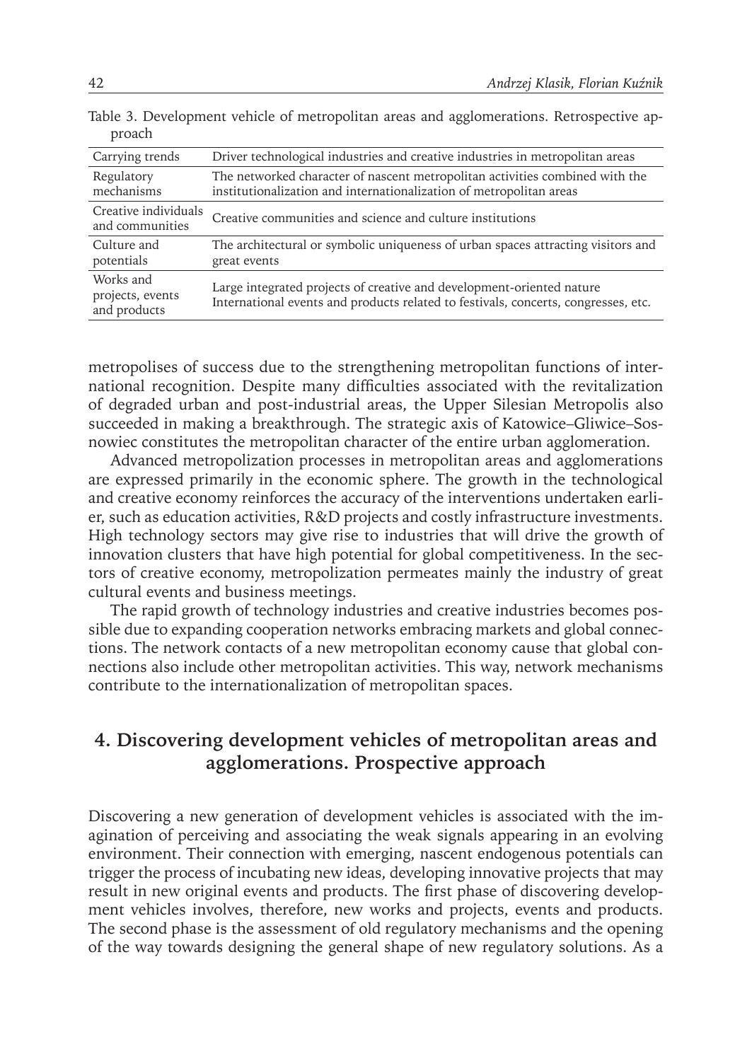Table 3. Development vehicle of metropolitan areas and agglomerations. Retrospective approach

| Carrying trends | Driver technological industries and creative industries in metropolitan areas |
|---|---|
| Regulatory mechanisms | The networked character of nascent metropolitan activities combined with the institutionalization and internationalization of metropolitan areas |
| Creative individuals and communities | Creative communities and science and culture institutions |
| Culture and potentials | The architectural or symbolic uniqueness of urban spaces attracting visitors and great events |
| Works and projects, events and products | Large integrated projects of creative and development-oriented nature<br>International events and products related to festivals, concerts, congresses, etc. |

metropolises of success due to the strengthening metropolitan functions of international recognition. Despite many difficulties associated with the revitalization of degraded urban and post-industrial areas, the Upper Silesian Metropolis also succeeded in making a breakthrough. The strategic axis of Katowice–Gliwice–Sosnowiec constitutes the metropolitan character of the entire urban agglomeration.

Advanced metropolization processes in metropolitan areas and agglomerations are expressed primarily in the economic sphere. The growth in the technological and creative economy reinforces the accuracy of the interventions undertaken earlier, such as education activities, R&D projects and costly infrastructure investments. High technology sectors may give rise to industries that will drive the growth of innovation clusters that have high potential for global competitiveness. In the sectors of creative economy, metropolization permeates mainly the industry of great cultural events and business meetings.

The rapid growth of technology industries and creative industries becomes possible due to expanding cooperation networks embracing markets and global connections. The network contacts of a new metropolitan economy cause that global connections also include other metropolitan activities. This way, network mechanisms contribute to the internationalization of metropolitan spaces.

## 4. Discovering development vehicles of metropolitan areas and agglomerations. Prospective approach

Discovering a new generation of development vehicles is associated with the imagination of perceiving and associating the weak signals appearing in an evolving environment. Their connection with emerging, nascent endogenous potentials can trigger the process of incubating new ideas, developing innovative projects that may result in new original events and products. The first phase of discovering development vehicles involves, therefore, new works and projects, events and products. The second phase is the assessment of old regulatory mechanisms and the opening of the way towards designing the general shape of new regulatory solutions. As a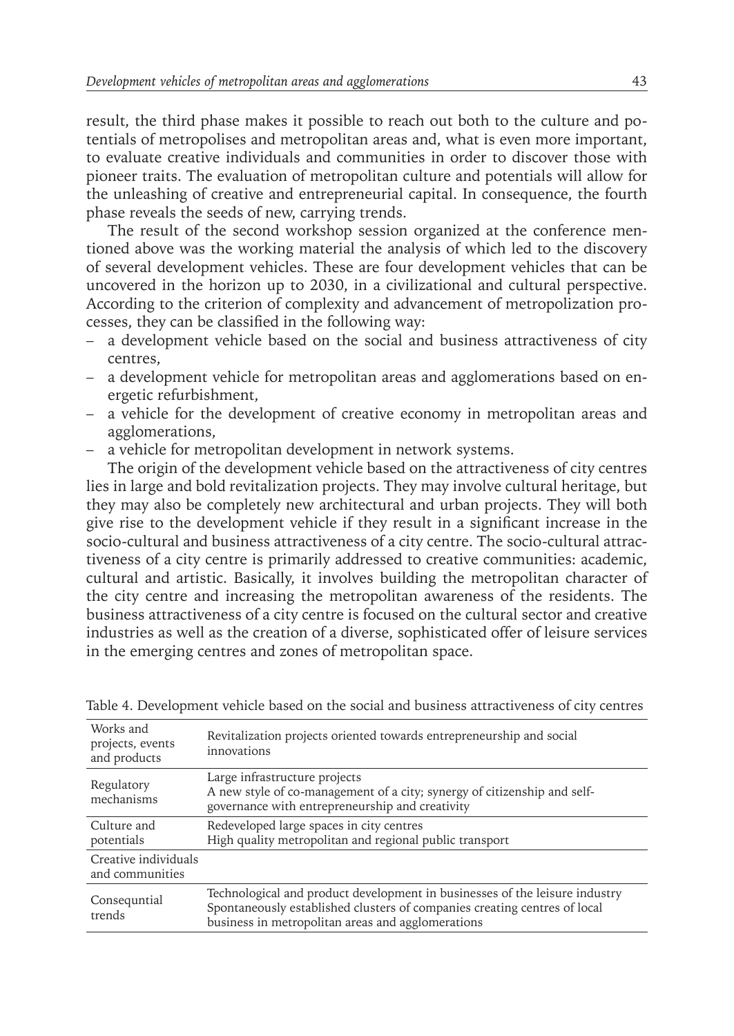result, the third phase makes it possible to reach out both to the culture and potentials of metropolises and metropolitan areas and, what is even more important, to evaluate creative individuals and communities in order to discover those with pioneer traits. The evaluation of metropolitan culture and potentials will allow for the unleashing of creative and entrepreneurial capital. In consequence, the fourth phase reveals the seeds of new, carrying trends.

The result of the second workshop session organized at the conference mentioned above was the working material the analysis of which led to the discovery of several development vehicles. These are four development vehicles that can be uncovered in the horizon up to 2030, in a civilizational and cultural perspective. According to the criterion of complexity and advancement of metropolization processes, they can be classified in the following way:

- a development vehicle based on the social and business attractiveness of city centres,
- a development vehicle for metropolitan areas and agglomerations based on energetic refurbishment,
- a vehicle for the development of creative economy in metropolitan areas and agglomerations,
- a vehicle for metropolitan development in network systems.

The origin of the development vehicle based on the attractiveness of city centres lies in large and bold revitalization projects. They may involve cultural heritage, but they may also be completely new architectural and urban projects. They will both give rise to the development vehicle if they result in a significant increase in the socio-cultural and business attractiveness of a city centre. The socio-cultural attractiveness of a city centre is primarily addressed to creative communities: academic, cultural and artistic. Basically, it involves building the metropolitan character of the city centre and increasing the metropolitan awareness of the residents. The business attractiveness of a city centre is focused on the cultural sector and creative industries as well as the creation of a diverse, sophisticated offer of leisure services in the emerging centres and zones of metropolitan space.

Table 4. Development vehicle based on the social and business attractiveness of city centres

| | |
|---|---|
| Works and projects, events and products | Revitalization projects oriented towards entrepreneurship and social innovations |
| Regulatory mechanisms | Large infrastructure projects<br>A new style of co-management of a city; synergy of citizenship and self-governance with entrepreneurship and creativity |
| Culture and potentials | Redeveloped large spaces in city centres<br>High quality metropolitan and regional public transport |
| Creative individuals and communities | |
| Consequntial trends | Technological and product development in businesses of the leisure industry<br>Spontaneously established clusters of companies creating centres of local business in metropolitan areas and agglomerations |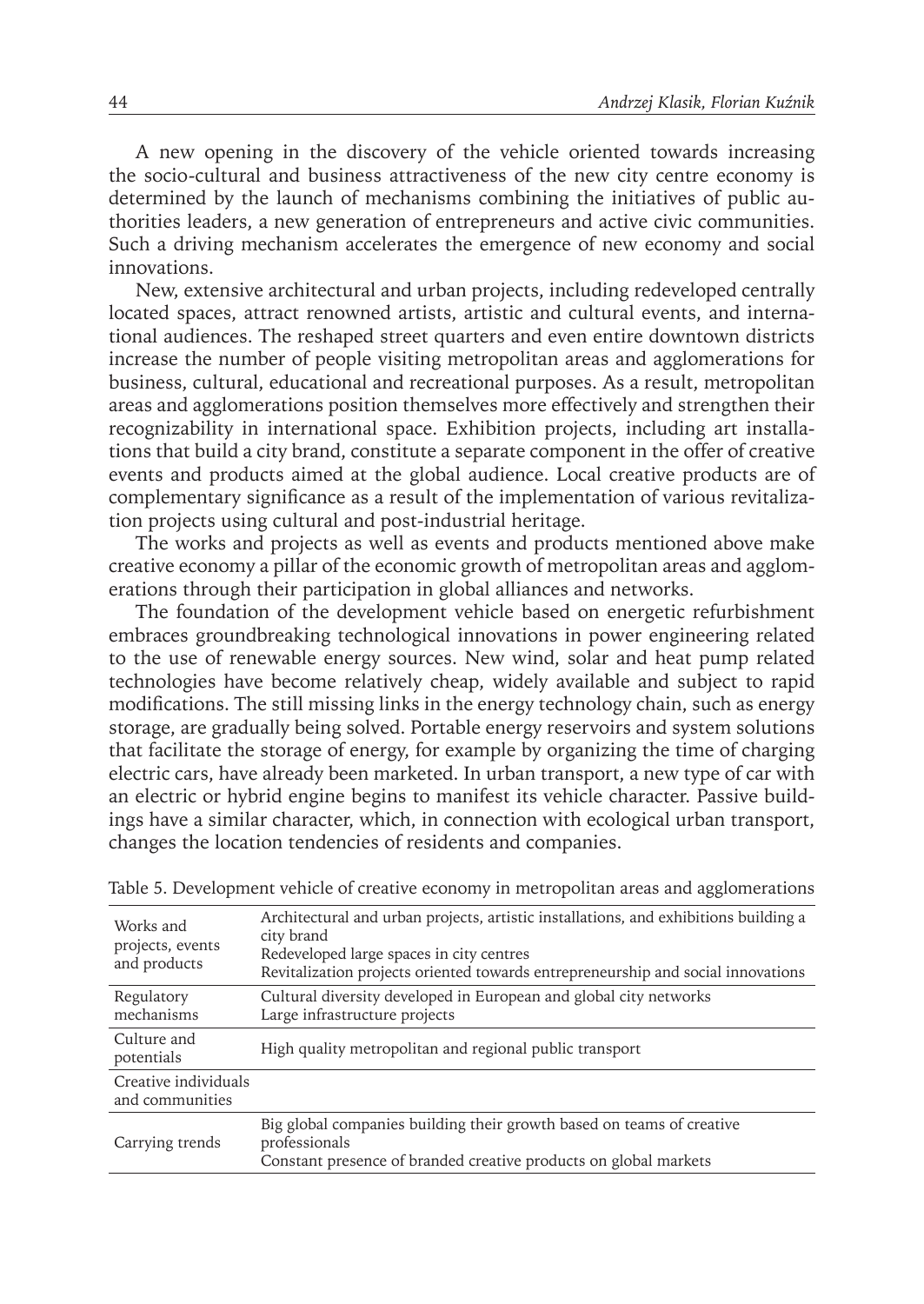A new opening in the discovery of the vehicle oriented towards increasing the socio-cultural and business attractiveness of the new city centre economy is determined by the launch of mechanisms combining the initiatives of public authorities leaders, a new generation of entrepreneurs and active civic communities. Such a driving mechanism accelerates the emergence of new economy and social innovations.

New, extensive architectural and urban projects, including redeveloped centrally located spaces, attract renowned artists, artistic and cultural events, and international audiences. The reshaped street quarters and even entire downtown districts increase the number of people visiting metropolitan areas and agglomerations for business, cultural, educational and recreational purposes. As a result, metropolitan areas and agglomerations position themselves more effectively and strengthen their recognizability in international space. Exhibition projects, including art installations that build a city brand, constitute a separate component in the offer of creative events and products aimed at the global audience. Local creative products are of complementary significance as a result of the implementation of various revitalization projects using cultural and post-industrial heritage.

The works and projects as well as events and products mentioned above make creative economy a pillar of the economic growth of metropolitan areas and agglomerations through their participation in global alliances and networks.

The foundation of the development vehicle based on energetic refurbishment embraces groundbreaking technological innovations in power engineering related to the use of renewable energy sources. New wind, solar and heat pump related technologies have become relatively cheap, widely available and subject to rapid modifications. The still missing links in the energy technology chain, such as energy storage, are gradually being solved. Portable energy reservoirs and system solutions that facilitate the storage of energy, for example by organizing the time of charging electric cars, have already been marketed. In urban transport, a new type of car with an electric or hybrid engine begins to manifest its vehicle character. Passive buildings have a similar character, which, in connection with ecological urban transport, changes the location tendencies of residents and companies.

Table 5. Development vehicle of creative economy in metropolitan areas and agglomerations

| | |
|---|---|
| Works and projects, events and products | Architectural and urban projects, artistic installations, and exhibitions building a city brand<br>Redeveloped large spaces in city centres<br>Revitalization projects oriented towards entrepreneurship and social innovations |
| Regulatory mechanisms | Cultural diversity developed in European and global city networks<br>Large infrastructure projects |
| Culture and potentials | High quality metropolitan and regional public transport |
| Creative individuals and communities | |
| Carrying trends | Big global companies building their growth based on teams of creative professionals<br>Constant presence of branded creative products on global markets |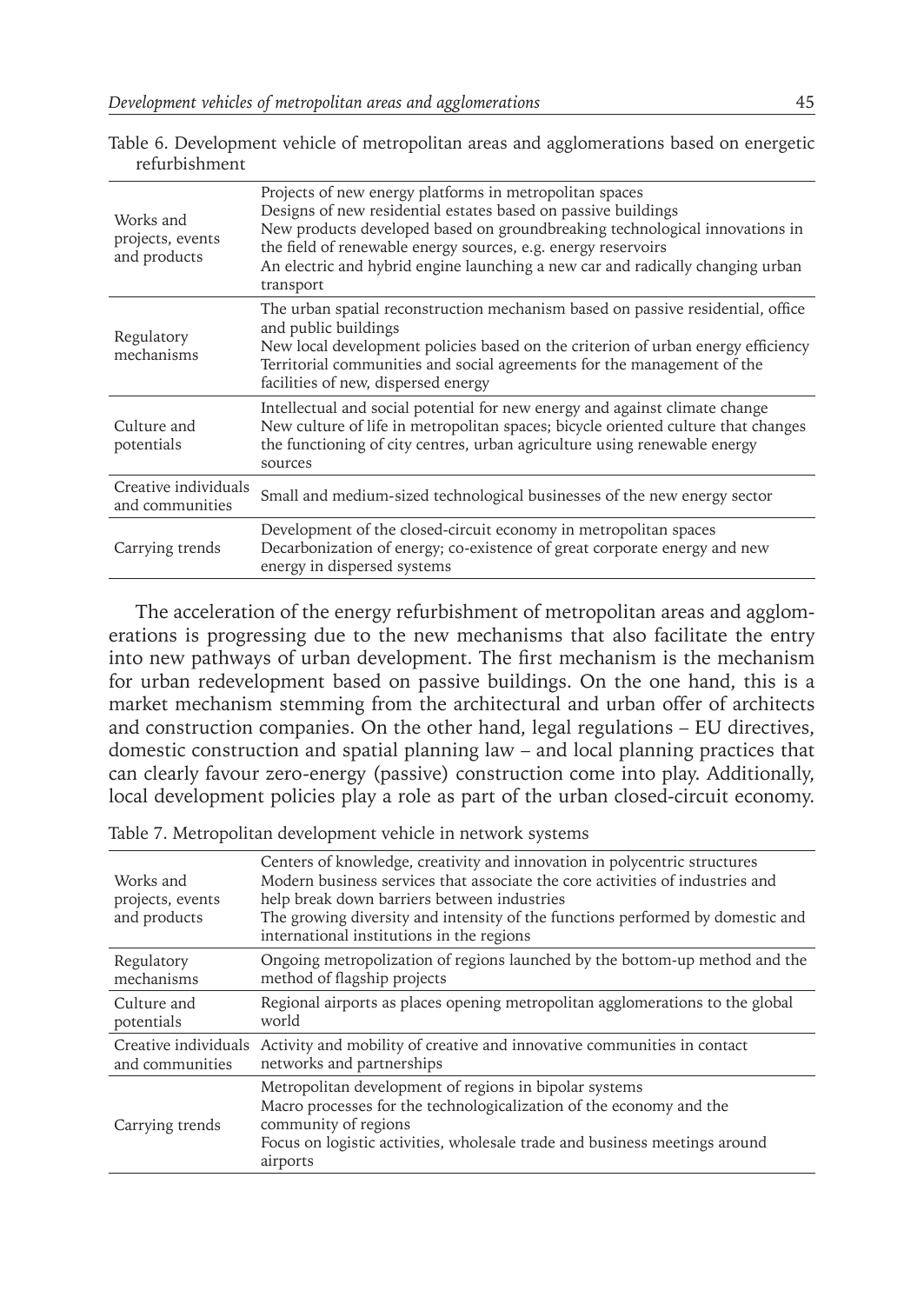Table 6. Development vehicle of metropolitan areas and agglomerations based on energetic refurbishment

| | |
|---|---|
| Works and projects, events and products | Projects of new energy platforms in metropolitan spaces<br>Designs of new residential estates based on passive buildings<br>New products developed based on groundbreaking technological innovations in the field of renewable energy sources, e.g. energy reservoirs<br>An electric and hybrid engine launching a new car and radically changing urban transport |
| Regulatory mechanisms | The urban spatial reconstruction mechanism based on passive residential, office and public buildings<br>New local development policies based on the criterion of urban energy efficiency<br>Territorial communities and social agreements for the management of the facilities of new, dispersed energy |
| Culture and potentials | Intellectual and social potential for new energy and against climate change<br>New culture of life in metropolitan spaces; bicycle oriented culture that changes the functioning of city centres, urban agriculture using renewable energy sources |
| Creative individuals and communities | Small and medium-sized technological businesses of the new energy sector |
| Carrying trends | Development of the closed-circuit economy in metropolitan spaces<br>Decarbonization of energy; co-existence of great corporate energy and new energy in dispersed systems |

The acceleration of the energy refurbishment of metropolitan areas and agglomerations is progressing due to the new mechanisms that also facilitate the entry into new pathways of urban development. The first mechanism is the mechanism for urban redevelopment based on passive buildings. On the one hand, this is a market mechanism stemming from the architectural and urban offer of architects and construction companies. On the other hand, legal regulations – EU directives, domestic construction and spatial planning law – and local planning practices that can clearly favour zero-energy (passive) construction come into play. Additionally, local development policies play a role as part of the urban closed-circuit economy.

Table 7. Metropolitan development vehicle in network systems

| | |
|---|---|
| Works and projects, events and products | Centers of knowledge, creativity and innovation in polycentric structures<br>Modern business services that associate the core activities of industries and help break down barriers between industries<br>The growing diversity and intensity of the functions performed by domestic and international institutions in the regions |
| Regulatory mechanisms | Ongoing metropolization of regions launched by the bottom-up method and the method of flagship projects |
| Culture and potentials | Regional airports as places opening metropolitan agglomerations to the global world |
| Creative individuals and communities | Activity and mobility of creative and innovative communities in contact networks and partnerships |
| Carrying trends | Metropolitan development of regions in bipolar systems<br>Macro processes for the technologicalization of the economy and the community of regions<br>Focus on logistic activities, wholesale trade and business meetings around airports |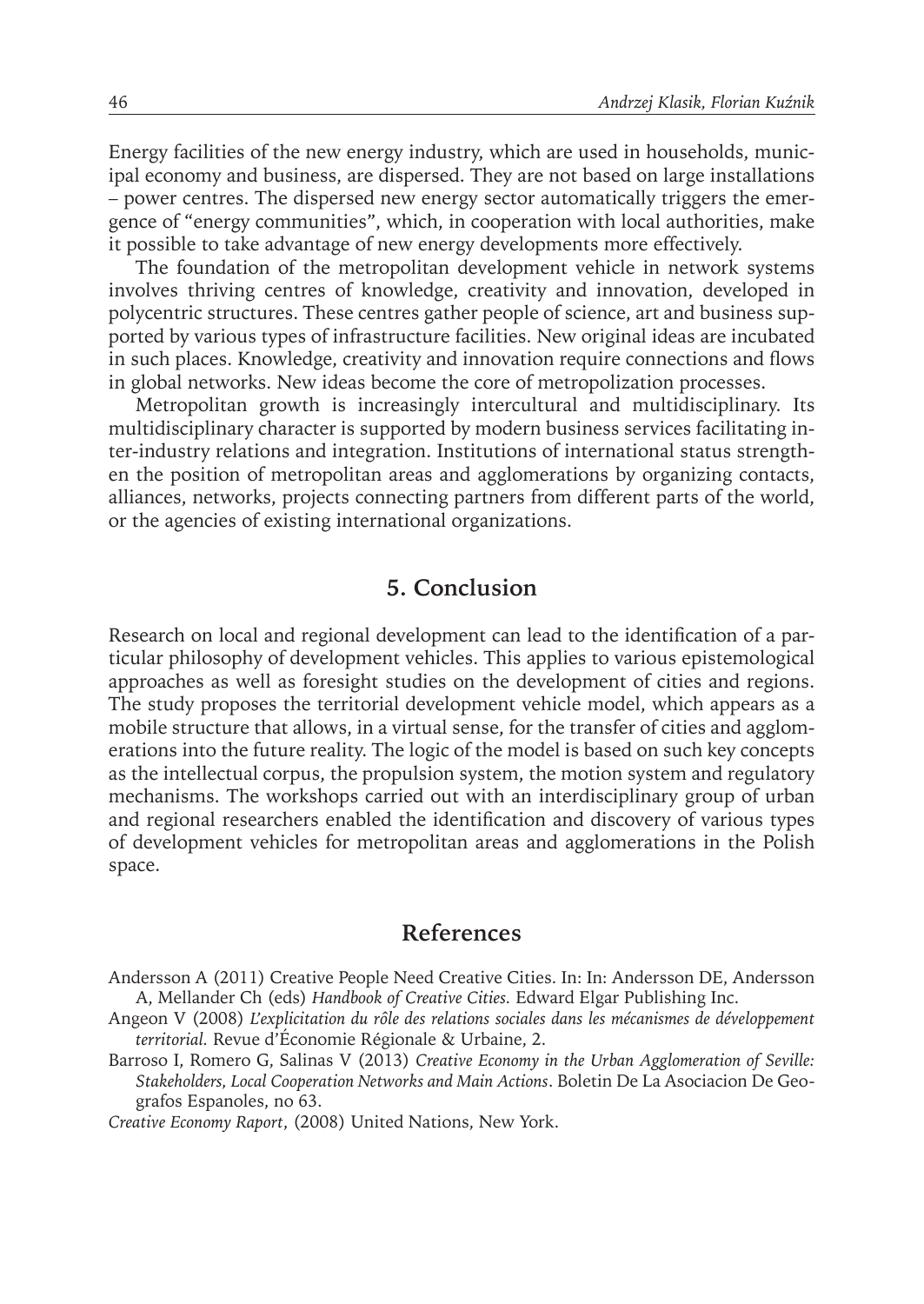Energy facilities of the new energy industry, which are used in households, municipal economy and business, are dispersed. They are not based on large installations – power centres. The dispersed new energy sector automatically triggers the emergence of "energy communities", which, in cooperation with local authorities, make it possible to take advantage of new energy developments more effectively.

The foundation of the metropolitan development vehicle in network systems involves thriving centres of knowledge, creativity and innovation, developed in polycentric structures. These centres gather people of science, art and business supported by various types of infrastructure facilities. New original ideas are incubated in such places. Knowledge, creativity and innovation require connections and flows in global networks. New ideas become the core of metropolization processes.

Metropolitan growth is increasingly intercultural and multidisciplinary. Its multidisciplinary character is supported by modern business services facilitating inter-industry relations and integration. Institutions of international status strengthen the position of metropolitan areas and agglomerations by organizing contacts, alliances, networks, projects connecting partners from different parts of the world, or the agencies of existing international organizations.

## 5. Conclusion

Research on local and regional development can lead to the identification of a particular philosophy of development vehicles. This applies to various epistemological approaches as well as foresight studies on the development of cities and regions. The study proposes the territorial development vehicle model, which appears as a mobile structure that allows, in a virtual sense, for the transfer of cities and agglomerations into the future reality. The logic of the model is based on such key concepts as the intellectual corpus, the propulsion system, the motion system and regulatory mechanisms. The workshops carried out with an interdisciplinary group of urban and regional researchers enabled the identification and discovery of various types of development vehicles for metropolitan areas and agglomerations in the Polish space.

## References

Andersson A (2011) Creative People Need Creative Cities. In: In: Andersson DE, Andersson A, Mellander Ch (eds) *Handbook of Creative Cities.* Edward Elgar Publishing Inc.

Angeon V (2008) *L'explicitation du rôle des relations sociales dans les mécanismes de développement territorial.* Revue d'Économie Régionale & Urbaine, 2.

Barroso I, Romero G, Salinas V (2013) *Creative Economy in the Urban Agglomeration of Seville: Stakeholders, Local Cooperation Networks and Main Actions*. Boletin De La Asociacion De Geografos Espanoles, no 63.

*Creative Economy Raport*, (2008) United Nations, New York.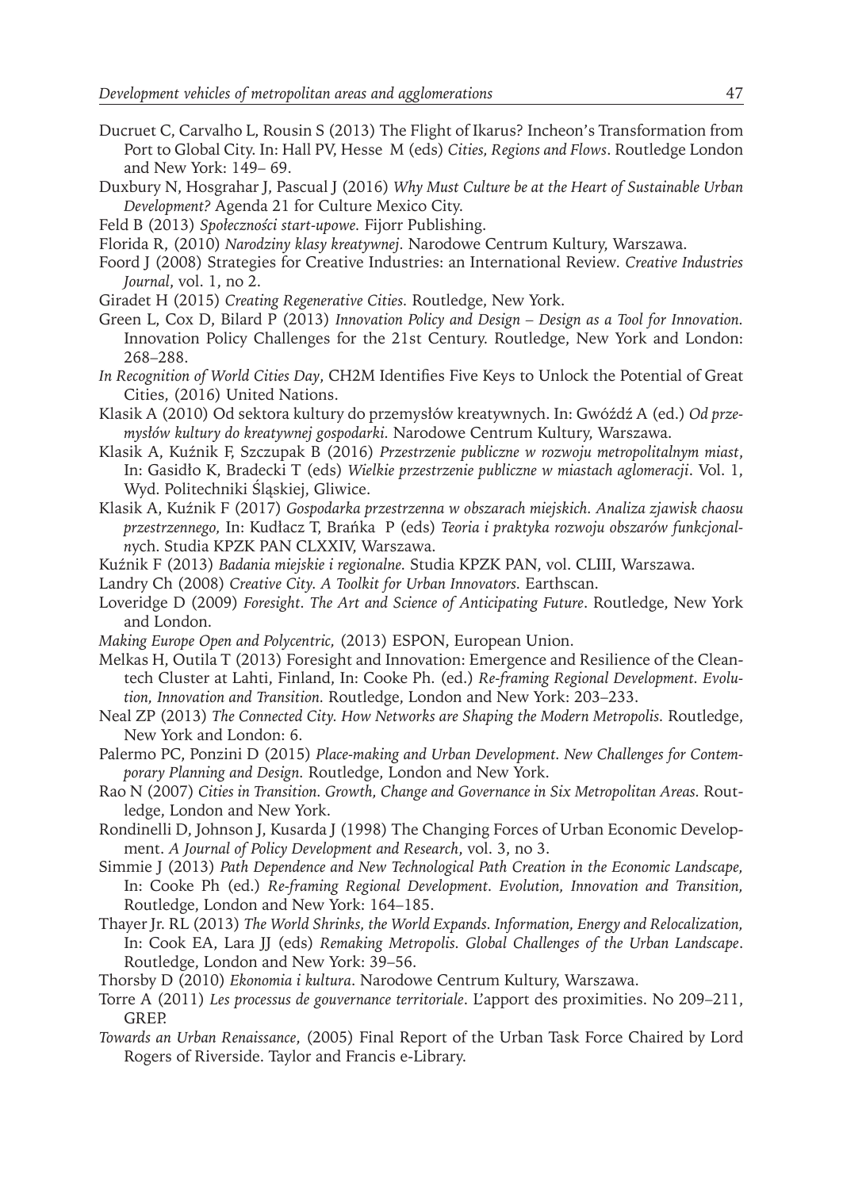Ducruet C, Carvalho L, Rousin S (2013) The Flight of Ikarus? Incheon's Transformation from Port to Global City. In: Hall PV, Hesse M (eds) *Cities, Regions and Flows*. Routledge London and New York: 149– 69.

Duxbury N, Hosgrahar J, Pascual J (2016) *Why Must Culture be at the Heart of Sustainable Urban Development?* Agenda 21 for Culture Mexico City.

Feld B (2013) *Społeczności start-upowe.* Fijorr Publishing.

Florida R, (2010) *Narodziny klasy kreatywnej.* Narodowe Centrum Kultury, Warszawa.

Foord J (2008) Strategies for Creative Industries: an International Review. *Creative Industries Journal*, vol. 1, no 2.

Giradet H (2015) *Creating Regenerative Cities.* Routledge, New York.

Green L, Cox D, Bilard P (2013) *Innovation Policy and Design – Design as a Tool for Innovation.* Innovation Policy Challenges for the 21st Century. Routledge, New York and London: 268–288.

*In Recognition of World Cities Day*, CH2M Identifies Five Keys to Unlock the Potential of Great Cities, (2016) United Nations.

Klasik A (2010) Od sektora kultury do przemysłów kreatywnych. In: Gwóźdź A (ed.) *Od przemysłów kultury do kreatywnej gospodarki.* Narodowe Centrum Kultury, Warszawa.

Klasik A, Kuźnik F, Szczupak B (2016) *Przestrzenie publiczne w rozwoju metropolitalnym miast*, In: Gasidło K, Bradecki T (eds) *Wielkie przestrzenie publiczne w miastach aglomeracji*. Vol. 1, Wyd. Politechniki Śląskiej, Gliwice.

Klasik A, Kuźnik F (2017) *Gospodarka przestrzenna w obszarach miejskich. Analiza zjawisk chaosu przestrzennego*, In: Kudłacz T, Brańka P (eds) *Teoria i praktyka rozwoju obszarów funkcjonalnych*. Studia KPZK PAN CLXXIV, Warszawa.

Kuźnik F (2013) *Badania miejskie i regionalne.* Studia KPZK PAN, vol. CLIII, Warszawa.

Landry Ch (2008) *Creative City. A Toolkit for Urban Innovators.* Earthscan.

Loveridge D (2009) *Foresight. The Art and Science of Anticipating Future*. Routledge, New York and London.

*Making Europe Open and Polycentric,* (2013) ESPON, European Union.

Melkas H, Outila T (2013) Foresight and Innovation: Emergence and Resilience of the Cleantech Cluster at Lahti, Finland, In: Cooke Ph. (ed.) *Re-framing Regional Development. Evolution, Innovation and Transition.* Routledge, London and New York: 203–233.

Neal ZP (2013) *The Connected City. How Networks are Shaping the Modern Metropolis.* Routledge, New York and London: 6.

Palermo PC, Ponzini D (2015) *Place-making and Urban Development. New Challenges for Contemporary Planning and Design.* Routledge, London and New York.

Rao N (2007) *Cities in Transition. Growth, Change and Governance in Six Metropolitan Areas.* Routledge, London and New York.

Rondinelli D, Johnson J, Kusarda J (1998) The Changing Forces of Urban Economic Development. *A Journal of Policy Development and Research*, vol. 3, no 3.

Simmie J (2013) *Path Dependence and New Technological Path Creation in the Economic Landscape,* In: Cooke Ph (ed.) *Re-framing Regional Development. Evolution, Innovation and Transition,* Routledge, London and New York: 164–185.

Thayer Jr. RL (2013) *The World Shrinks, the World Expands. Information, Energy and Relocalization,* In: Cook EA, Lara JJ (eds) *Remaking Metropolis. Global Challenges of the Urban Landscape*. Routledge, London and New York: 39–56.

Thorsby D (2010) *Ekonomia i kultura*. Narodowe Centrum Kultury, Warszawa.

Torre A (2011) *Les processus de gouvernance territoriale*. L'apport des proximities. No 209–211, GREP.

*Towards an Urban Renaissance*, (2005) Final Report of the Urban Task Force Chaired by Lord Rogers of Riverside. Taylor and Francis e-Library.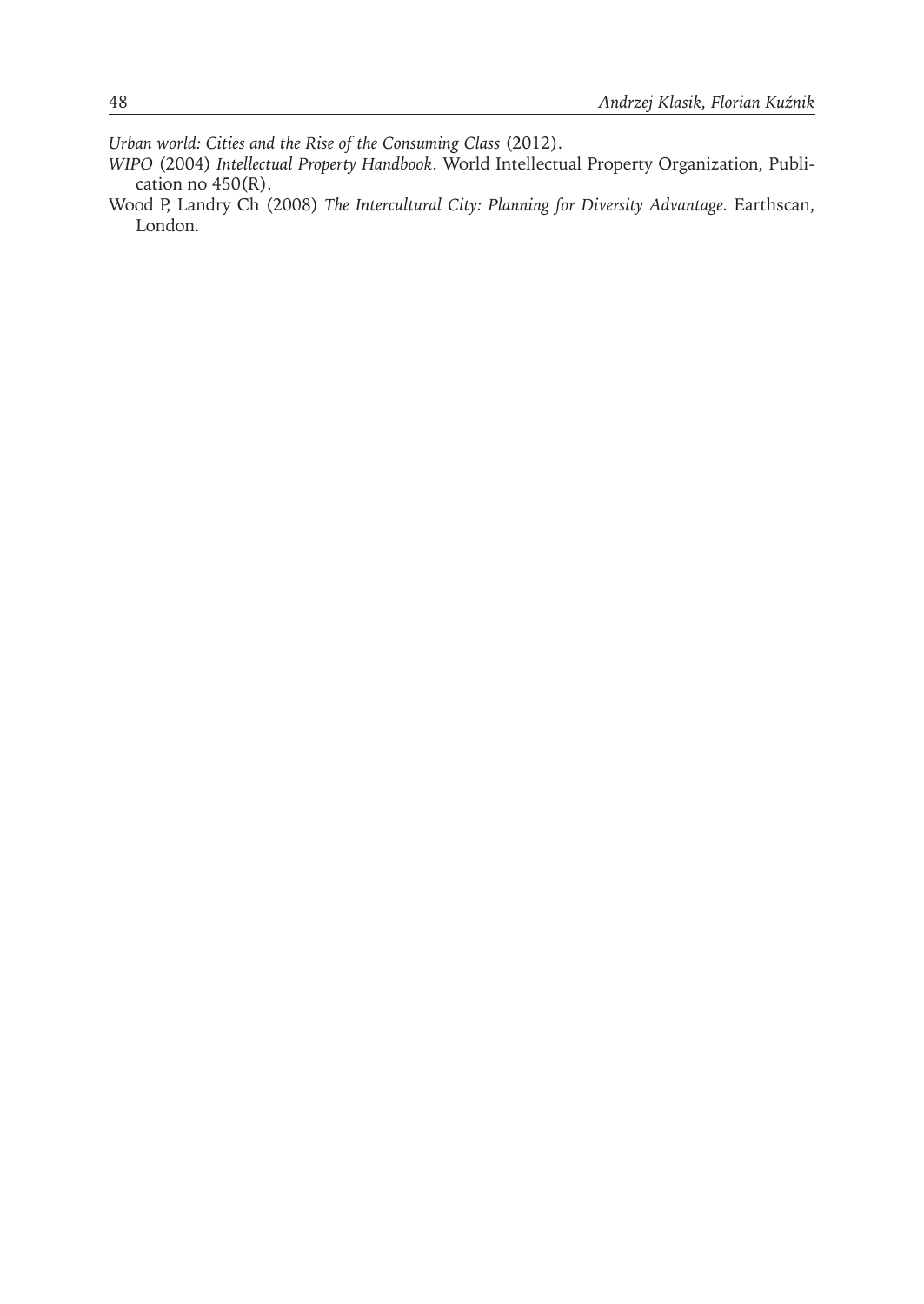*Urban world: Cities and the Rise of the Consuming Class* (2012).

*WIPO* (2004) *Intellectual Property Handbook*. World Intellectual Property Organization, Publication no 450(R).

Wood P, Landry Ch (2008) *The Intercultural City: Planning for Diversity Advantage*. Earthscan, London.